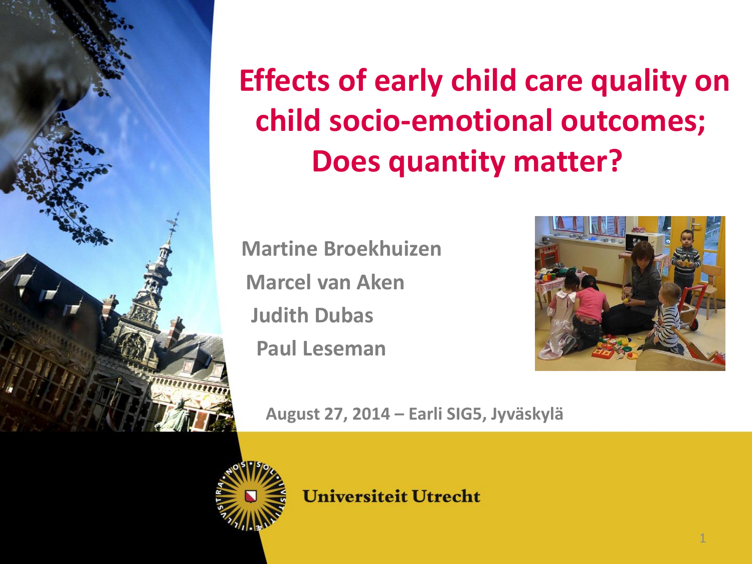# Effects of early child care quality on child socio-emotional outcomes; Does quantity matter?

**Martine Broekhuizen**

**Marcel van Aken**

**Judith Dubas**

**Paul Leseman**

**August 27, 2014 – Earli SIG5, Jyväskylä**

Universiteit Utrecht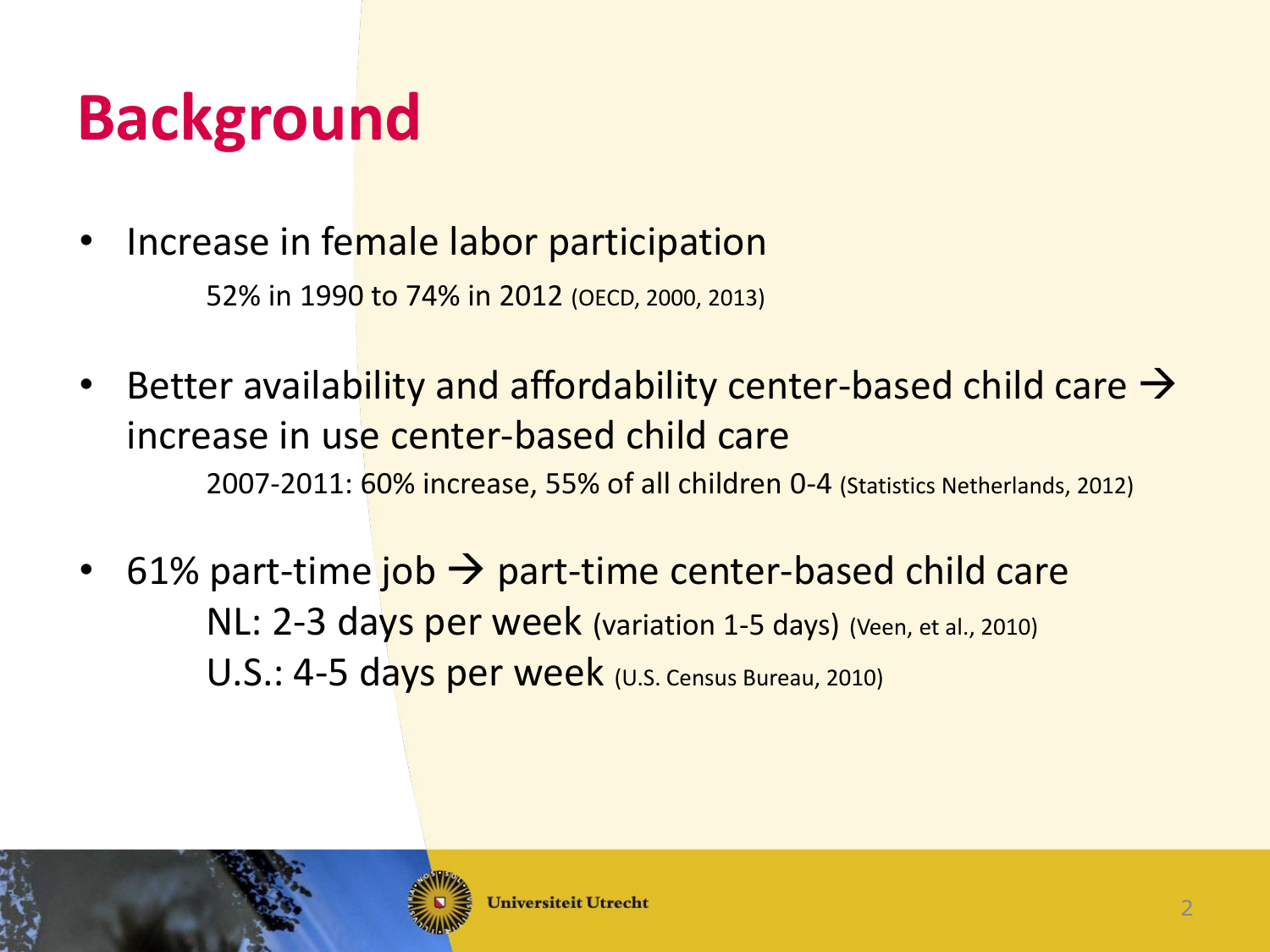# Background

- Increase in female labor participation

  52% in 1990 to 74% in 2012 (OECD, 2000, 2013)

- Better availability and affordability center-based child care → increase in use center-based child care

  2007-2011: 60% increase, 55% of all children 0-4 (Statistics Netherlands, 2012)

- 61% part-time job → part-time center-based child care

  NL: 2-3 days per week (variation 1-5 days) (Veen, et al., 2010)

  U.S.: 4-5 days per week (U.S. Census Bureau, 2010)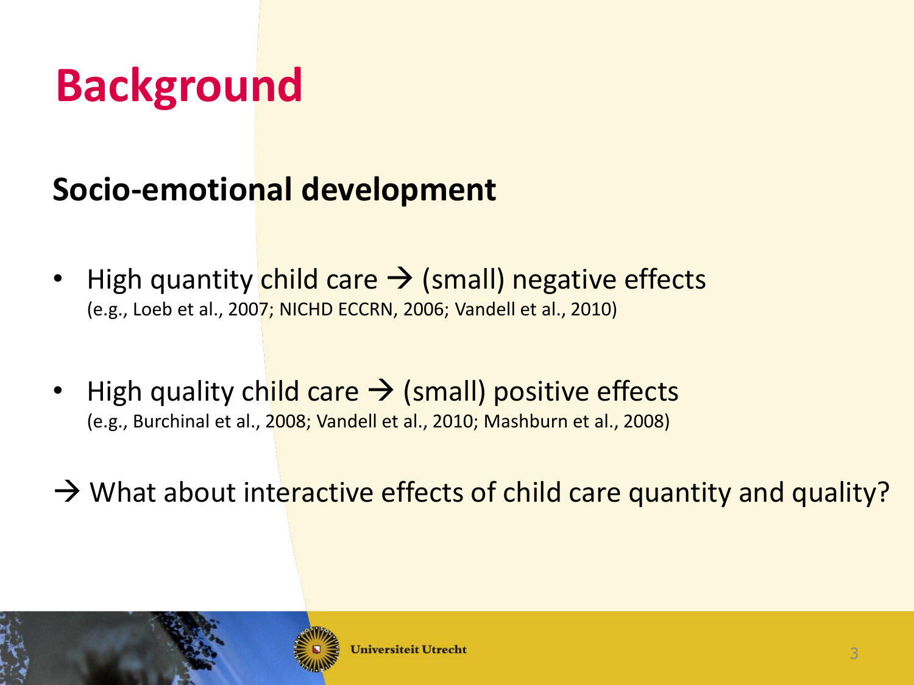# Background

## Socio-emotional development

- High quantity child care → (small) negative effects
  (e.g., Loeb et al., 2007; NICHD ECCRN, 2006; Vandell et al., 2010)

- High quality child care → (small) positive effects
  (e.g., Burchinal et al., 2008; Vandell et al., 2010; Mashburn et al., 2008)

→ What about interactive effects of child care quantity and quality?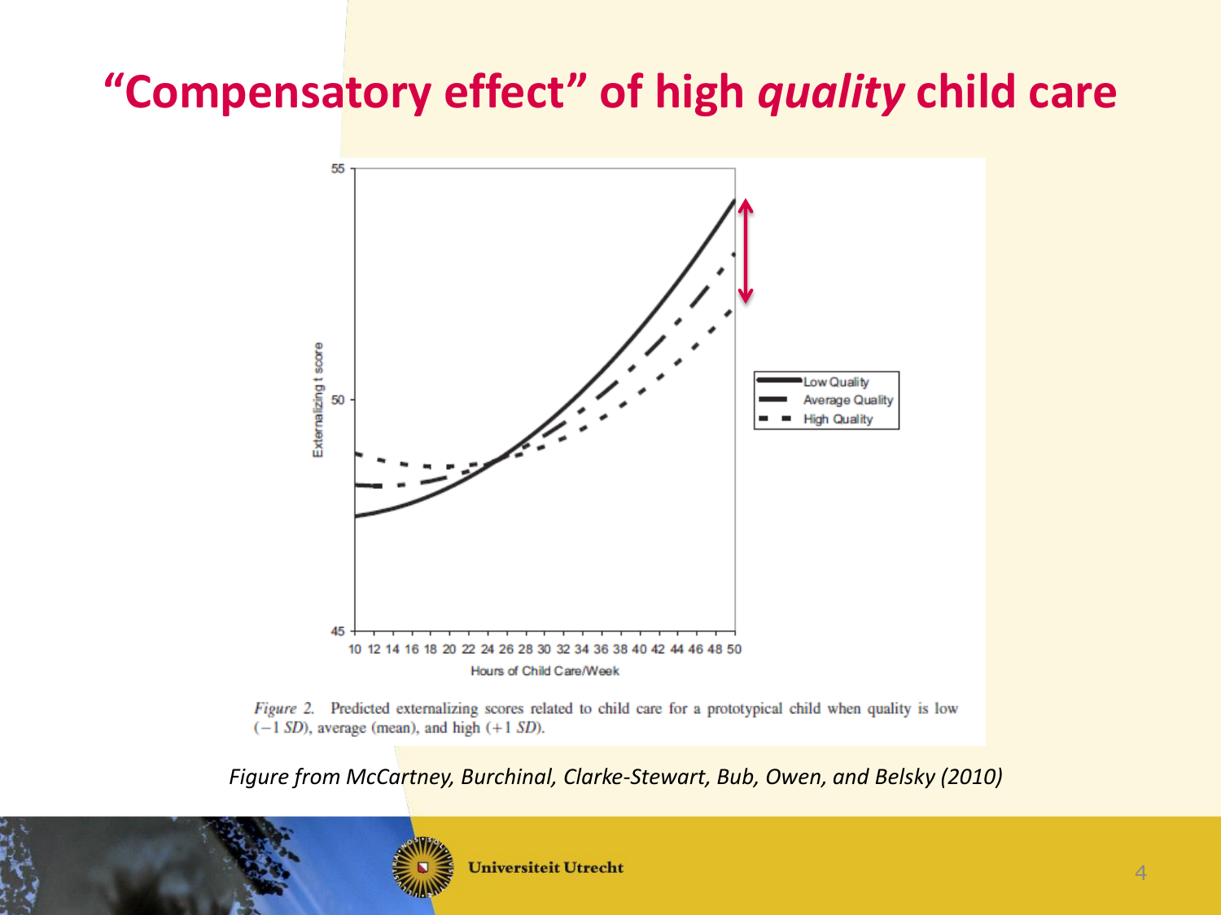# "Compensatory effect" of high *quality* child care

55

50

45

Externalizing t score

10 12 14 16 18 20 22 24 26 28 30 32 34 36 38 40 42 44 46 48 50

Hours of Child Care/Week

Low Quality

Average Quality

High Quality

*Figure 2.* Predicted externalizing scores related to child care for a prototypical child when quality is low (−1 *SD*), average (mean), and high (+1 *SD*).

*Figure from McCartney, Burchinal, Clarke-Stewart, Bub, Owen, and Belsky (2010)*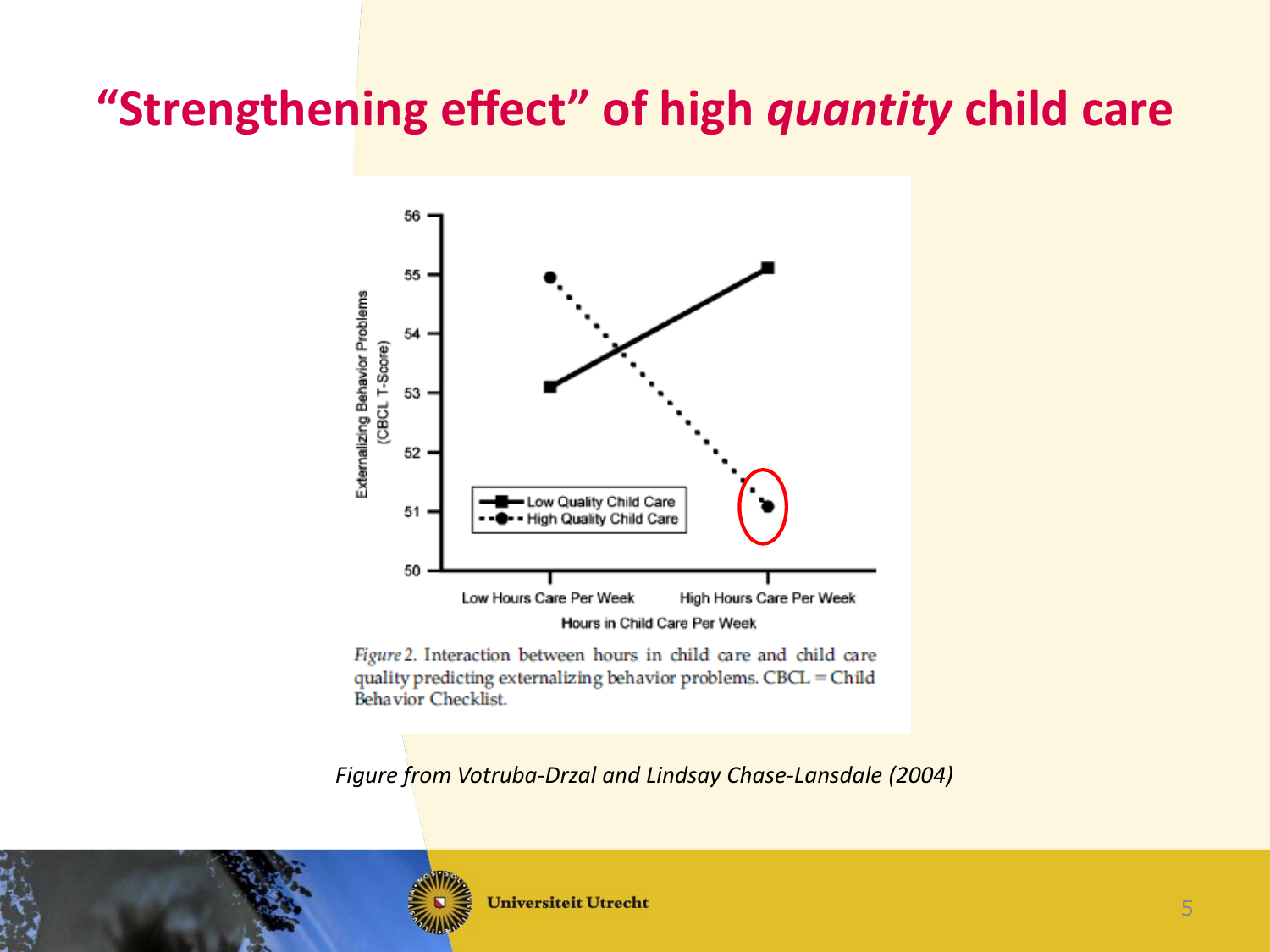# "Strengthening effect" of high *quantity* child care

Externalizing Behavior Problems (CBCL T-Score)

56
55
54
53
52
51
50

Low Quality Child Care
High Quality Child Care

Low Hours Care Per Week
High Hours Care Per Week

Hours in Child Care Per Week

*Figure* 2. Interaction between hours in child care and child care quality predicting externalizing behavior problems. CBCL = Child Behavior Checklist.

*Figure from Votruba-Drzal and Lindsay Chase-Lansdale (2004)*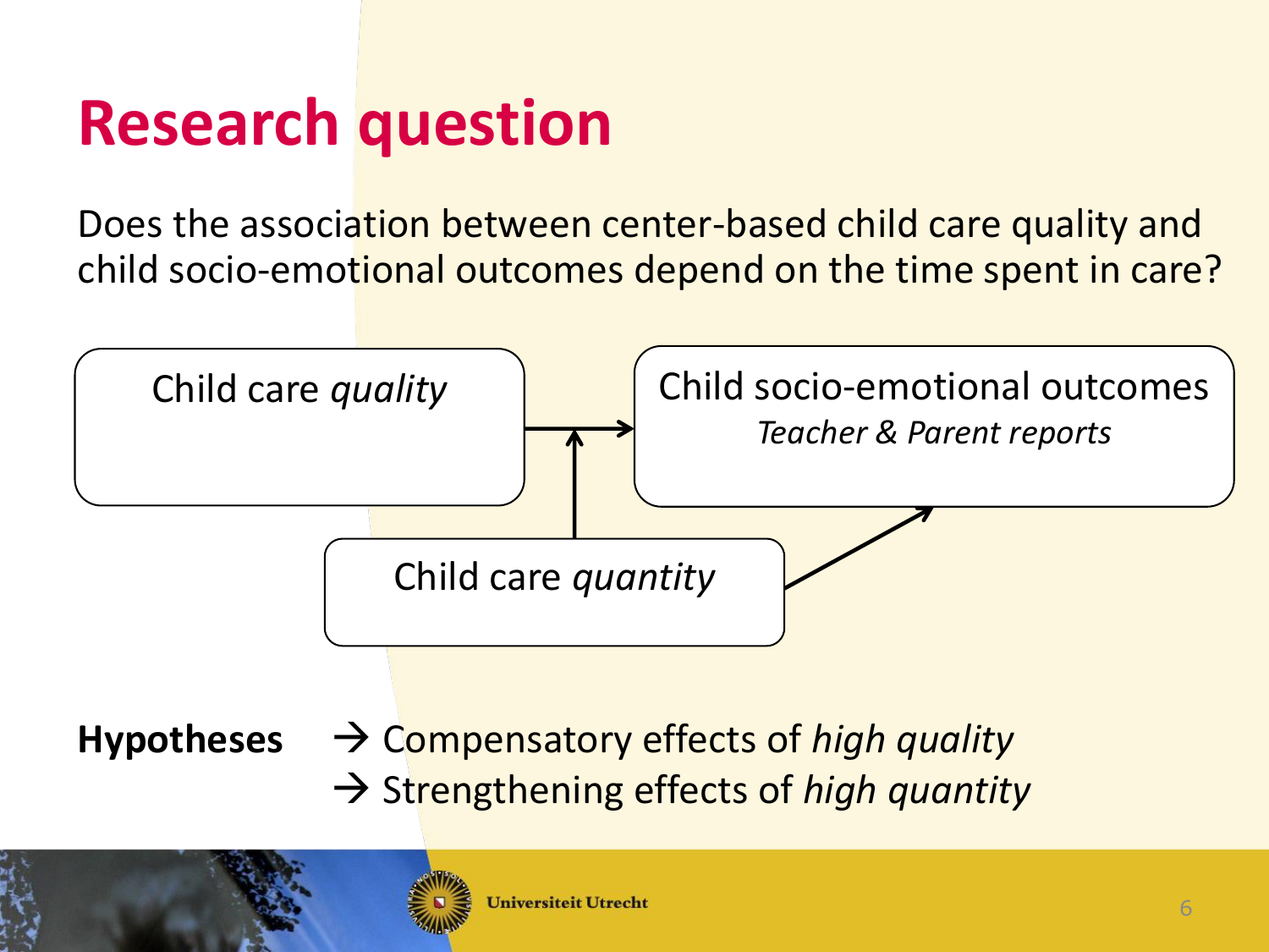# Research question

Does the association between center-based child care quality and child socio-emotional outcomes depend on the time spent in care?

Child care *quality*

Child socio-emotional outcomes
*Teacher & Parent reports*

Child care *quantity*

**Hypotheses** → Compensatory effects of *high quality*
→ Strengthening effects of *high quantity*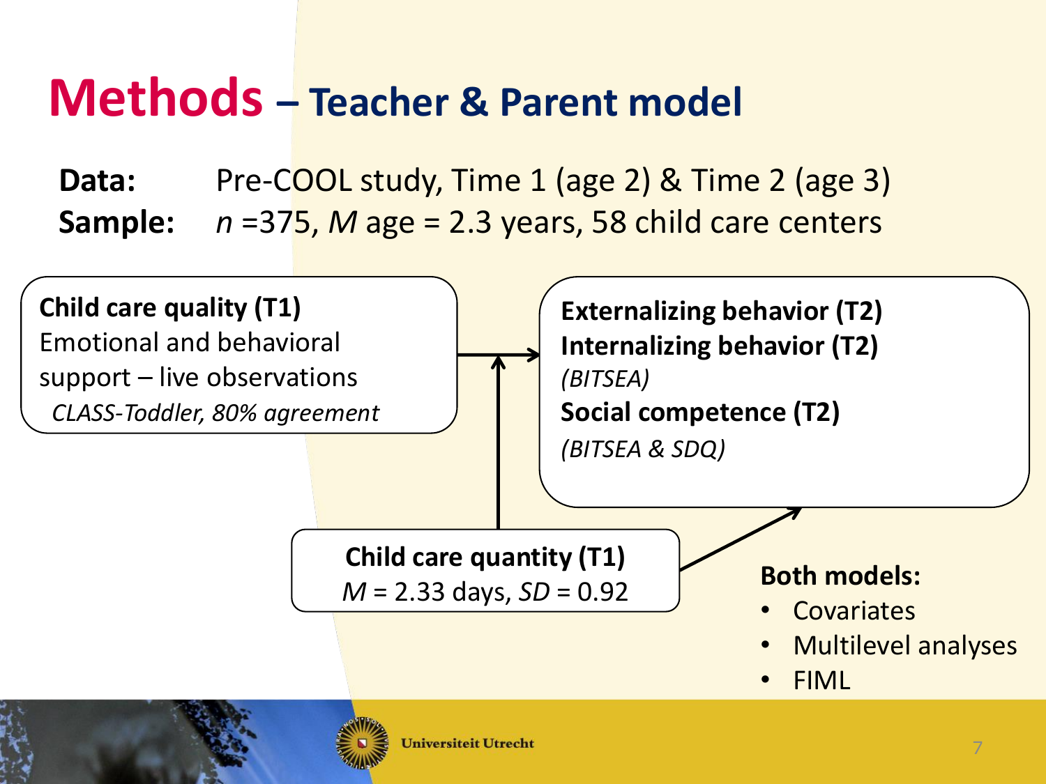# Methods – Teacher & Parent model

**Data:** Pre-COOL study, Time 1 (age 2) & Time 2 (age 3)

**Sample:** *n* =375, *M* age = 2.3 years, 58 child care centers

**Child care quality (T1)**
Emotional and behavioral support – live observations
*CLASS-Toddler, 80% agreement*

**Externalizing behavior (T2)**
**Internalizing behavior (T2)**
*(BITSEA)*
**Social competence (T2)**
*(BITSEA & SDQ)*

**Child care quantity (T1)**
*M* = 2.33 days, *SD* = 0.92

**Both models:**

- Covariates
- Multilevel analyses
- FIML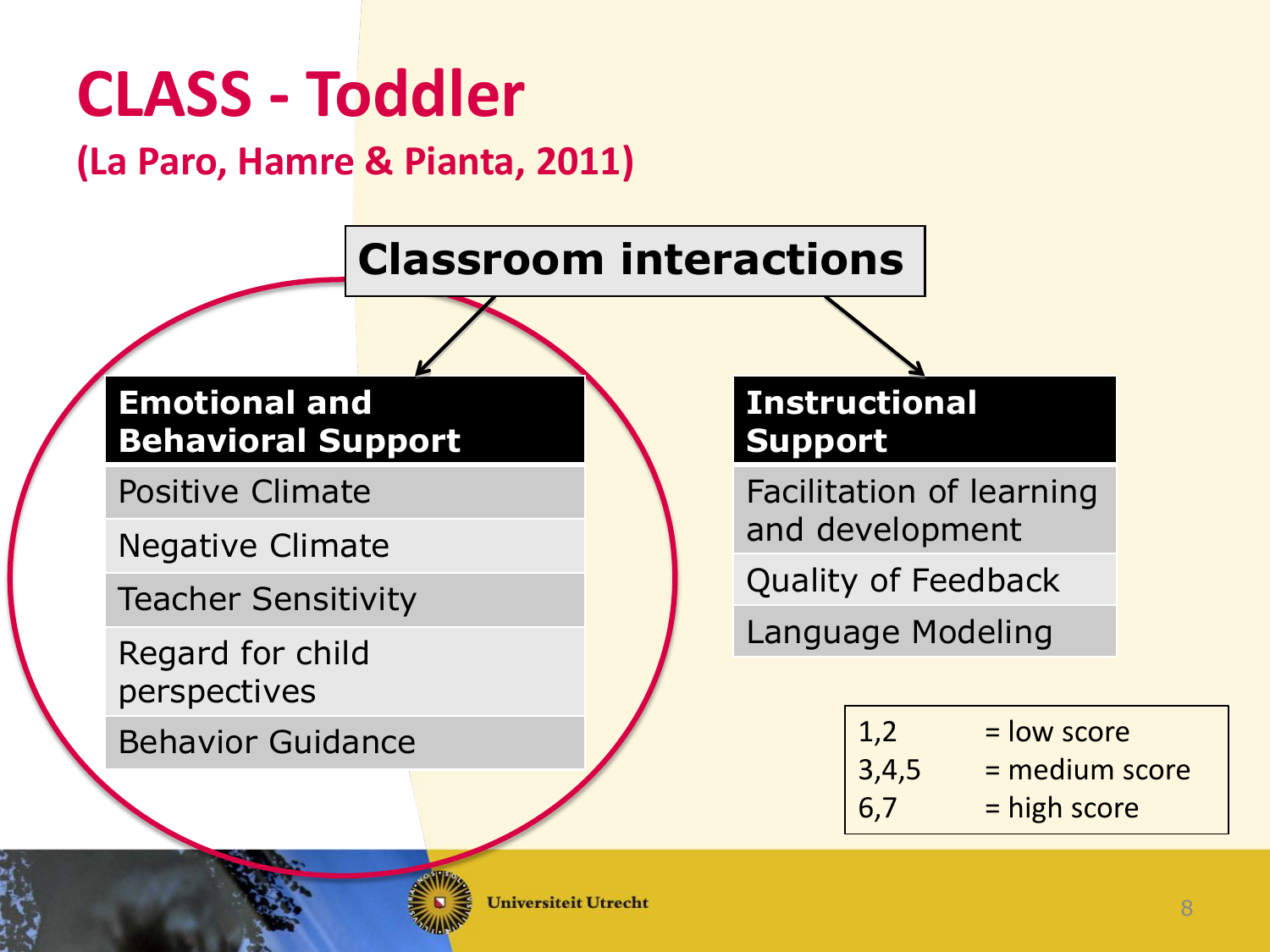# CLASS - Toddler

## (La Paro, Hamre & Pianta, 2011)

**Classroom interactions**

| Emotional and Behavioral Support |
|---|
| Positive Climate |
| Negative Climate |
| Teacher Sensitivity |
| Regard for child perspectives |
| Behavior Guidance |

| Instructional Support |
|---|
| Facilitation of learning and development |
| Quality of Feedback |
| Language Modeling |

| | |
|---|---|
| 1,2 | = low score |
| 3,4,5 | = medium score |
| 6,7 | = high score |

Universiteit Utrecht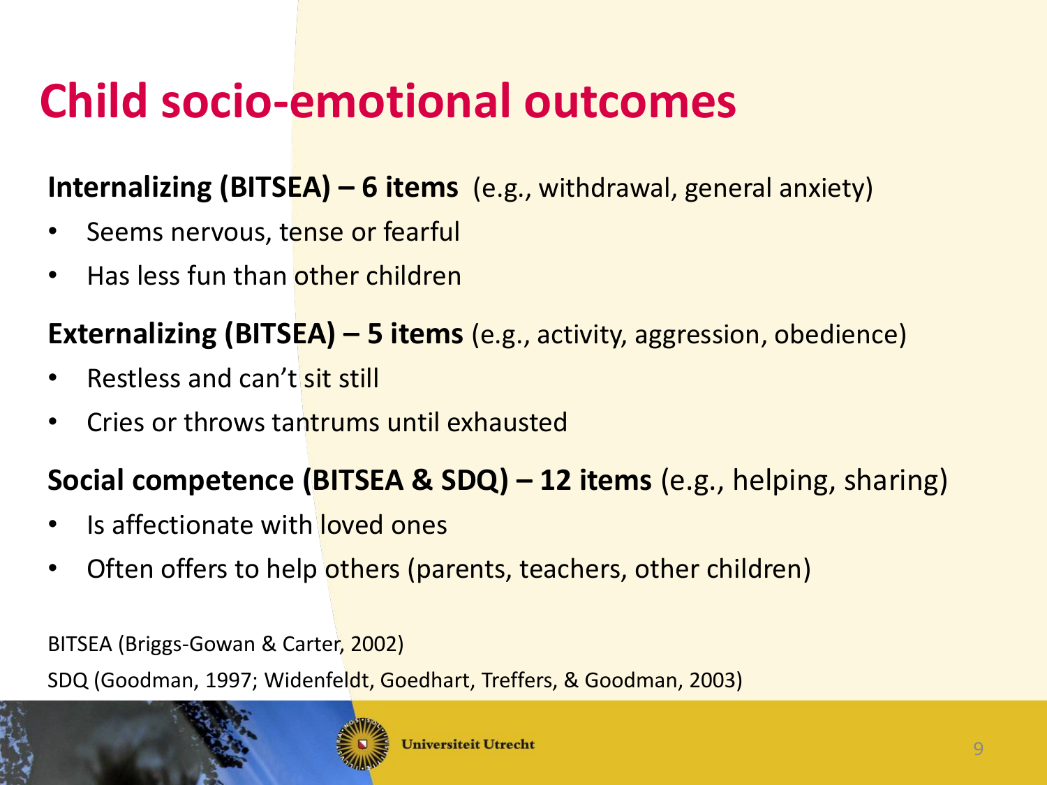# Child socio-emotional outcomes

**Internalizing (BITSEA) – 6 items** (e.g., withdrawal, general anxiety)

- Seems nervous, tense or fearful
- Has less fun than other children

**Externalizing (BITSEA) – 5 items** (e.g., activity, aggression, obedience)

- Restless and can't sit still
- Cries or throws tantrums until exhausted

**Social competence (BITSEA & SDQ) – 12 items** (e.g., helping, sharing)

- Is affectionate with loved ones
- Often offers to help others (parents, teachers, other children)

BITSEA (Briggs-Gowan & Carter, 2002)

SDQ (Goodman, 1997; Widenfeldt, Goedhart, Treffers, & Goodman, 2003)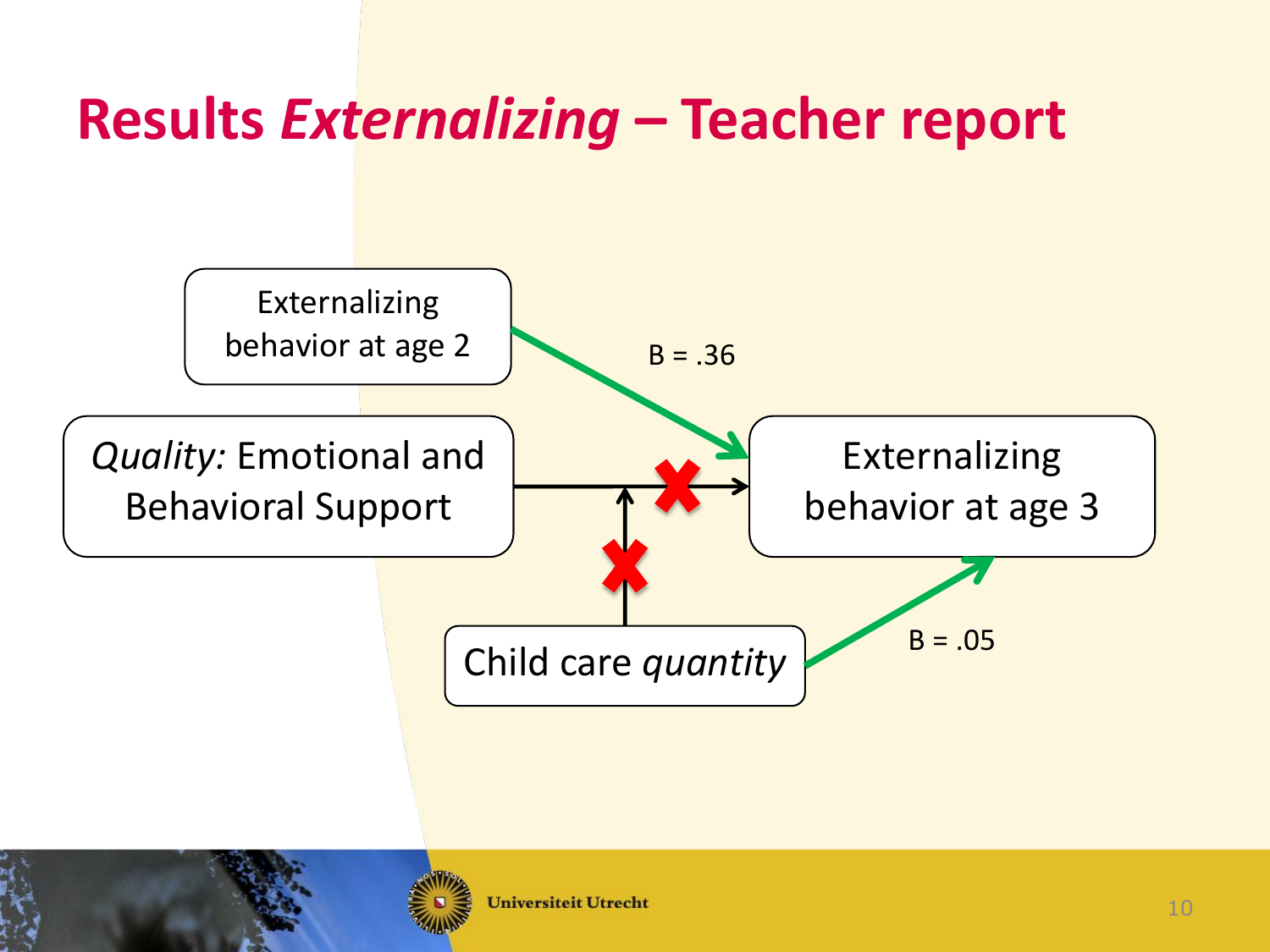# Results *Externalizing* – Teacher report

Externalizing behavior at age 2

*Quality:* Emotional and Behavioral Support

Child care *quantity*

Externalizing behavior at age 3

B = .36

B = .05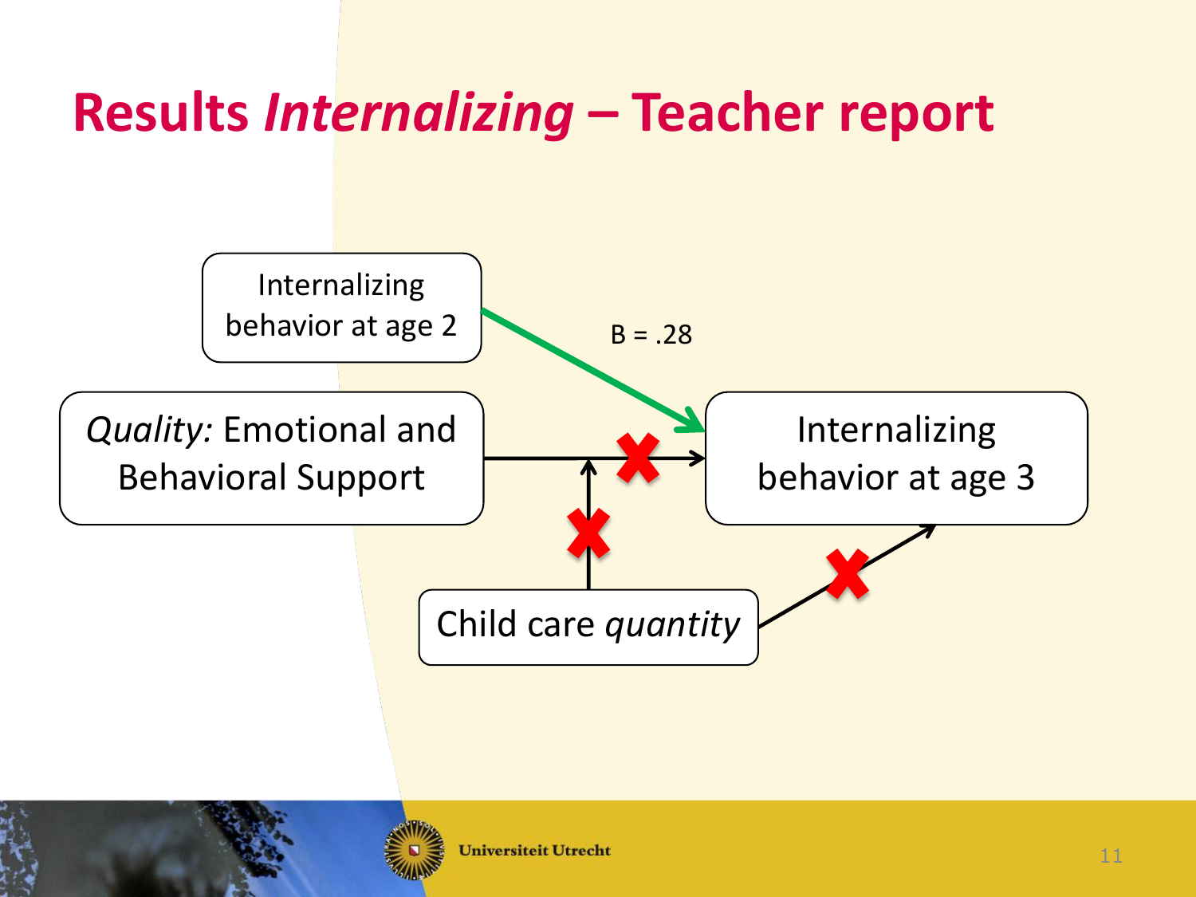# Results *Internalizing* – Teacher report

Internalizing behavior at age 2

B = .28

*Quality:* Emotional and Behavioral Support

Internalizing behavior at age 3

Child care *quantity*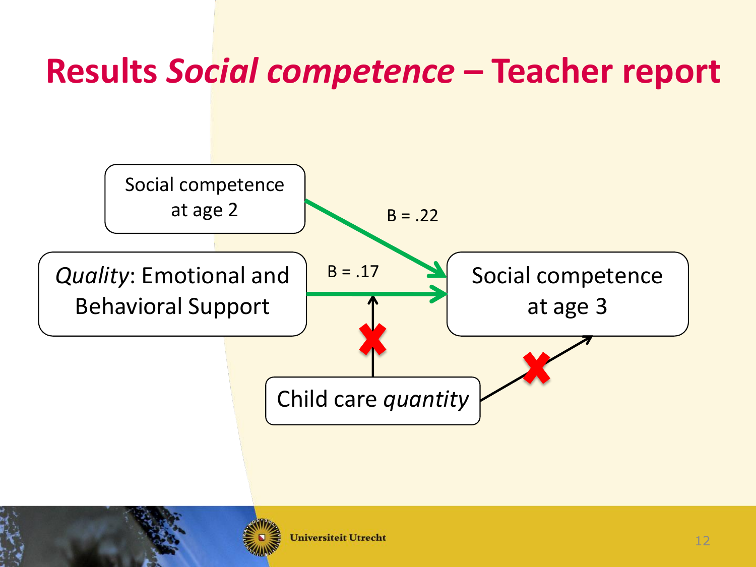# Results *Social competence* – Teacher report

Social competence at age 2

*Quality*: Emotional and Behavioral Support

Social competence at age 3

Child care *quantity*

B = .22

B = .17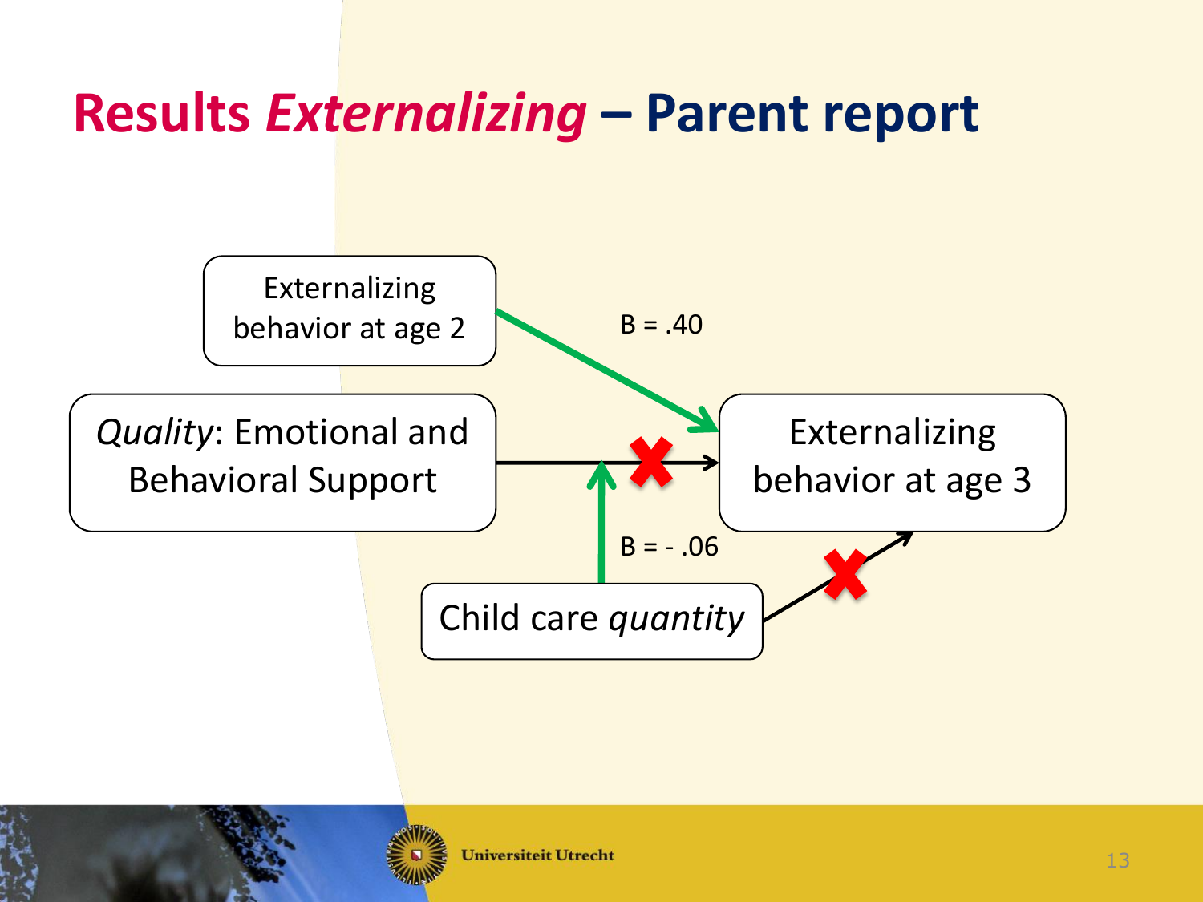# Results *Externalizing* – Parent report

Externalizing behavior at age 2

B = .40

*Quality*: Emotional and Behavioral Support

Externalizing behavior at age 3

B = - .06

Child care *quantity*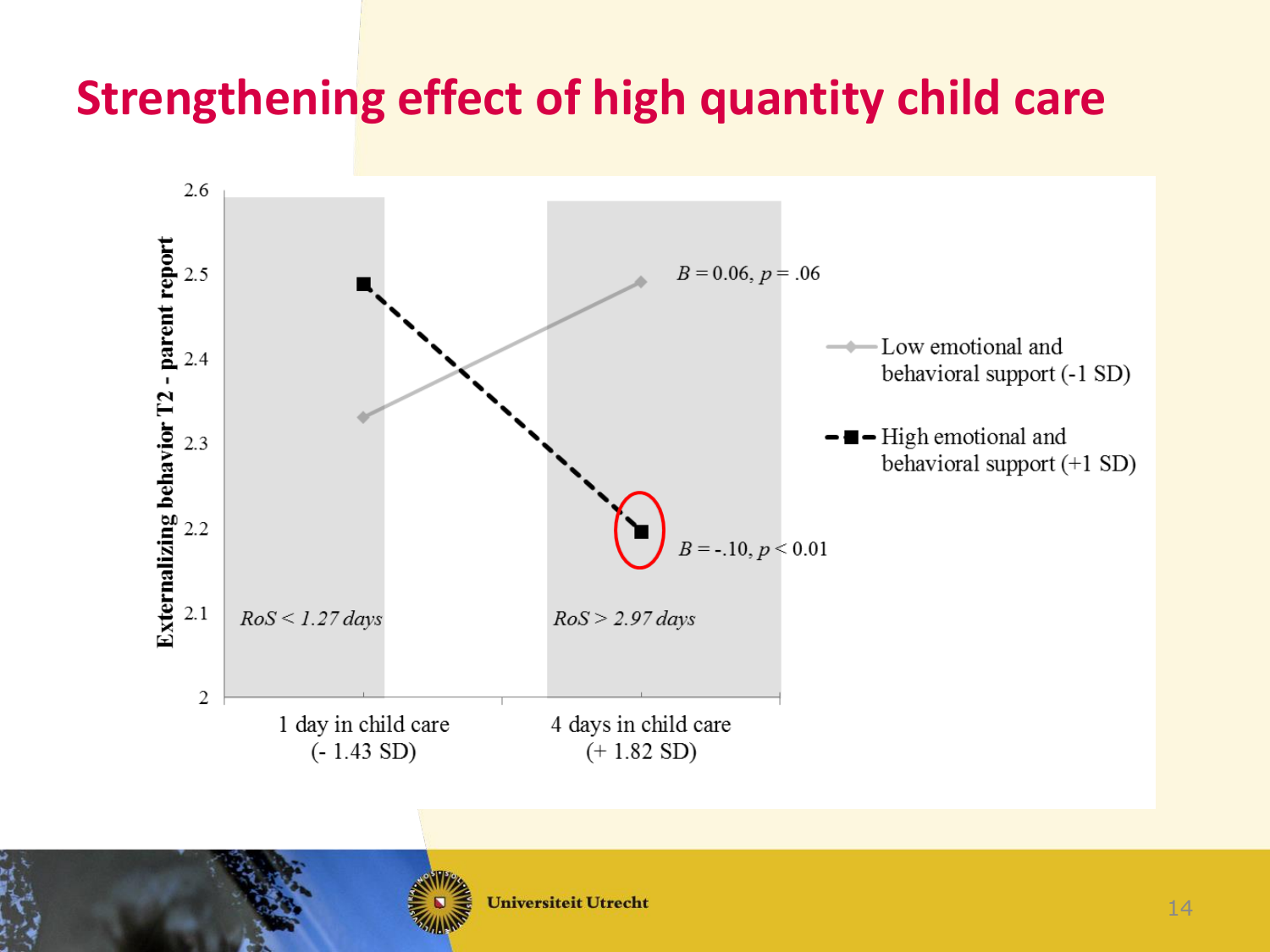# Strengthening effect of high quantity child care

Externalizing behavior T2 - parent report

2.6
2.5
2.4
2.3
2.2
2.1
2

$B = 0.06$, $p = .06$

$B = -.10$, $p < 0.01$

*RoS < 1.27 days*

*RoS > 2.97 days*

1 day in child care (- 1.43 SD)

4 days in child care (+ 1.82 SD)

Low emotional and behavioral support (-1 SD)

High emotional and behavioral support (+1 SD)

Universiteit Utrecht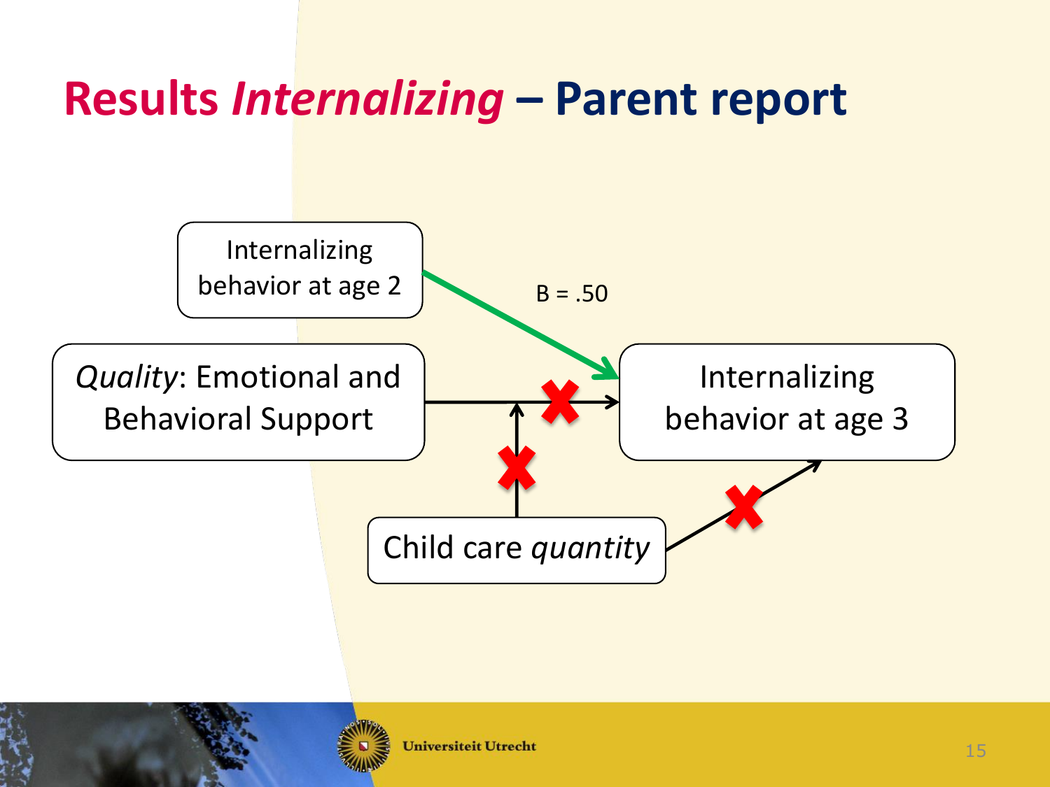# Results *Internalizing* – Parent report

Internalizing behavior at age 2

B = .50

*Quality*: Emotional and Behavioral Support

Internalizing behavior at age 3

Child care *quantity*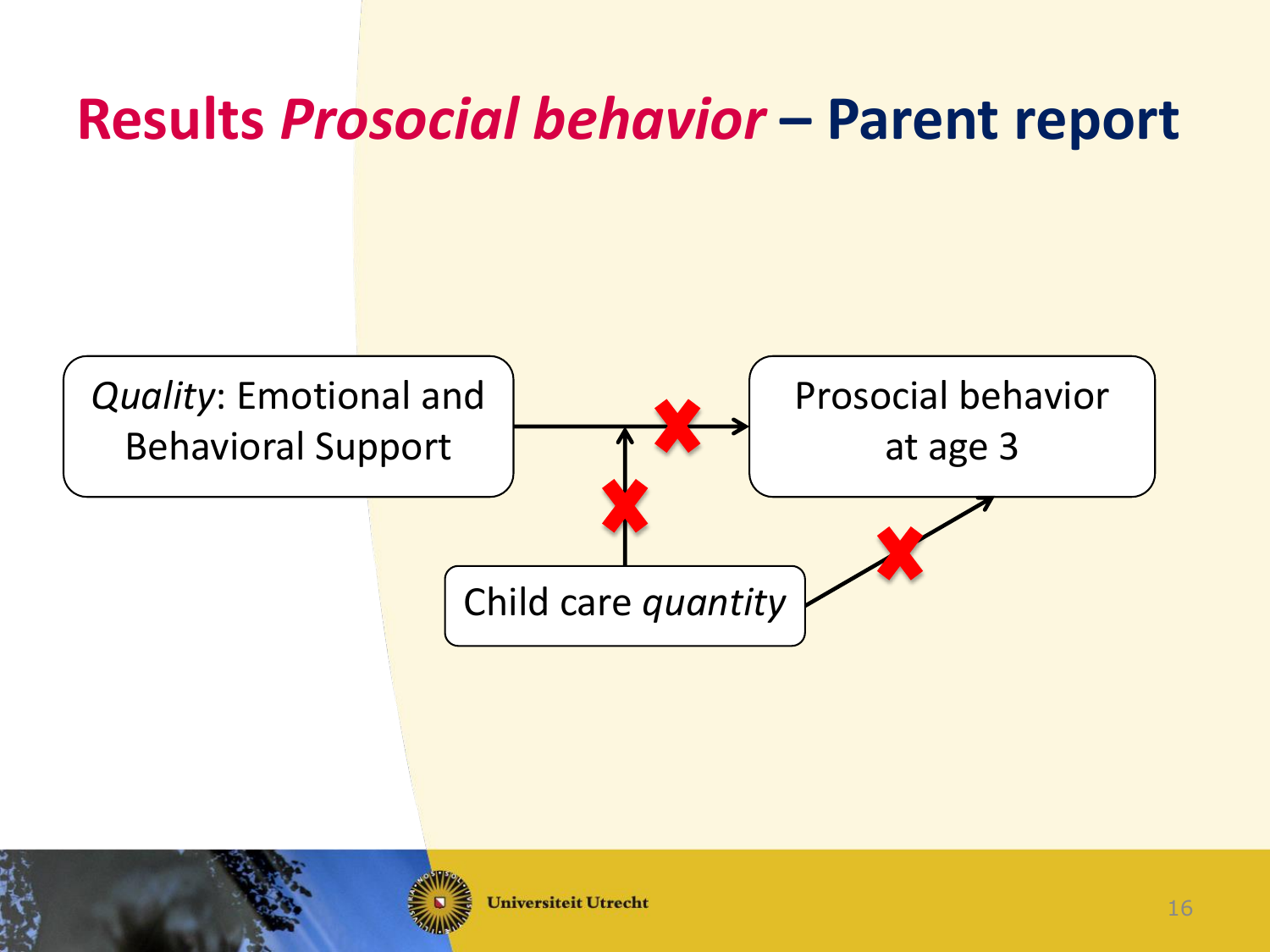# Results *Prosocial behavior* – Parent report

*Quality*: Emotional and Behavioral Support

Prosocial behavior at age 3

Child care *quantity*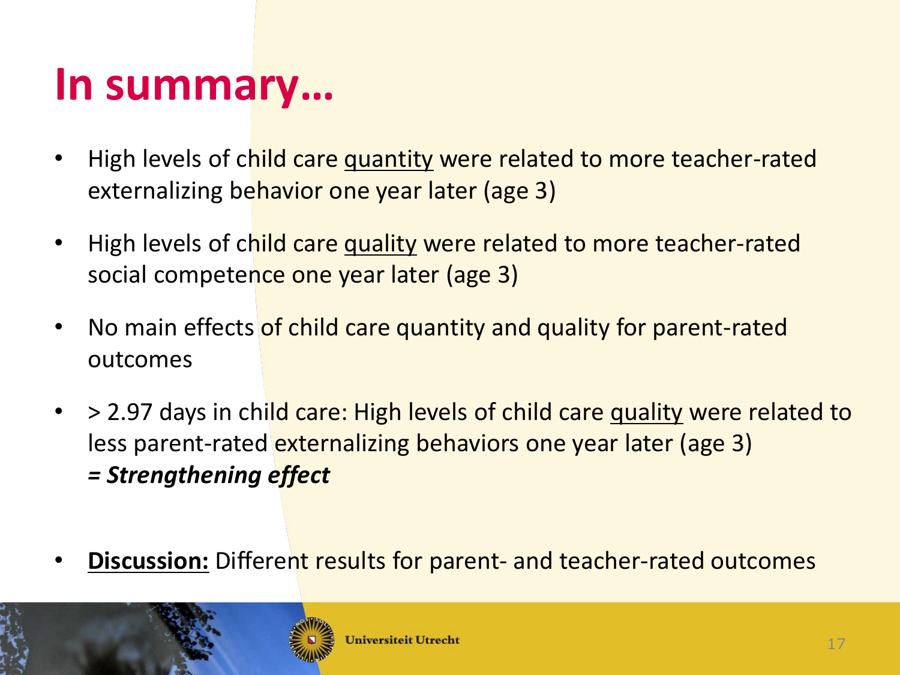# In summary…

- High levels of child care <u>quantity</u> were related to more teacher-rated externalizing behavior one year later (age 3)
- High levels of child care <u>quality</u> were related to more teacher-rated social competence one year later (age 3)
- No main effects of child care quantity and quality for parent-rated outcomes
- > 2.97 days in child care: High levels of child care <u>quality</u> were related to less parent-rated externalizing behaviors one year later (age 3)
  ***= Strengthening effect***

- <u>**Discussion:**</u> Different results for parent- and teacher-rated outcomes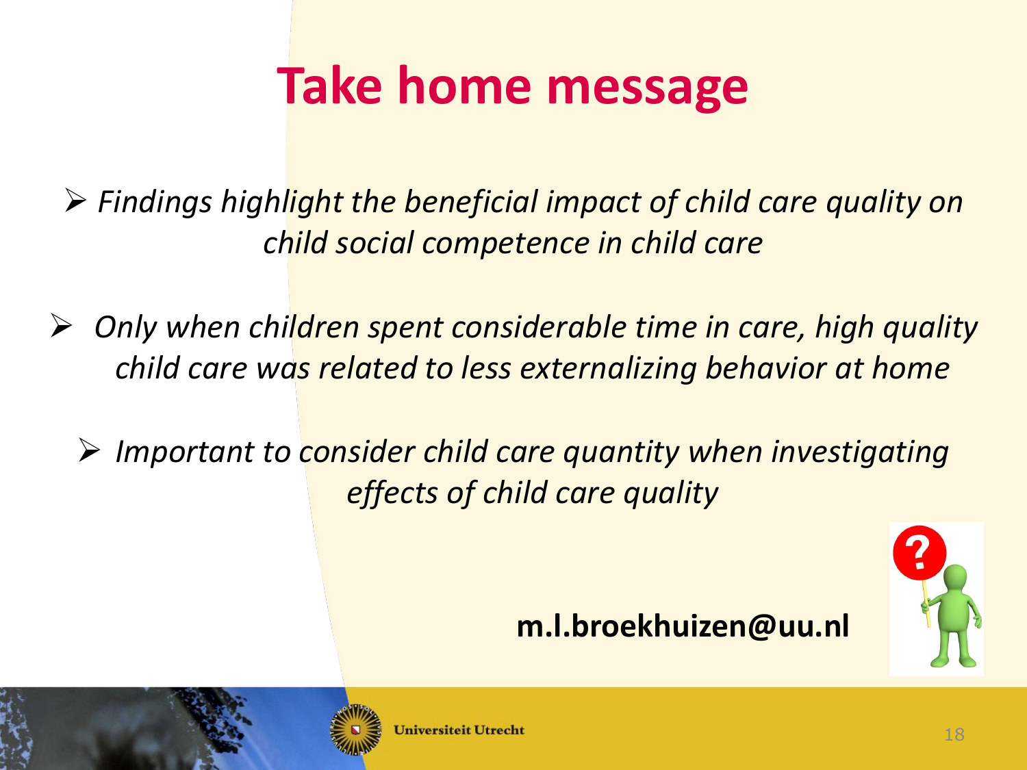# Take home message

- *Findings highlight the beneficial impact of child care quality on child social competence in child care*
- *Only when children spent considerable time in care, high quality child care was related to less externalizing behavior at home*
- *Important to consider child care quantity when investigating effects of child care quality*

**m.l.broekhuizen@uu.nl**